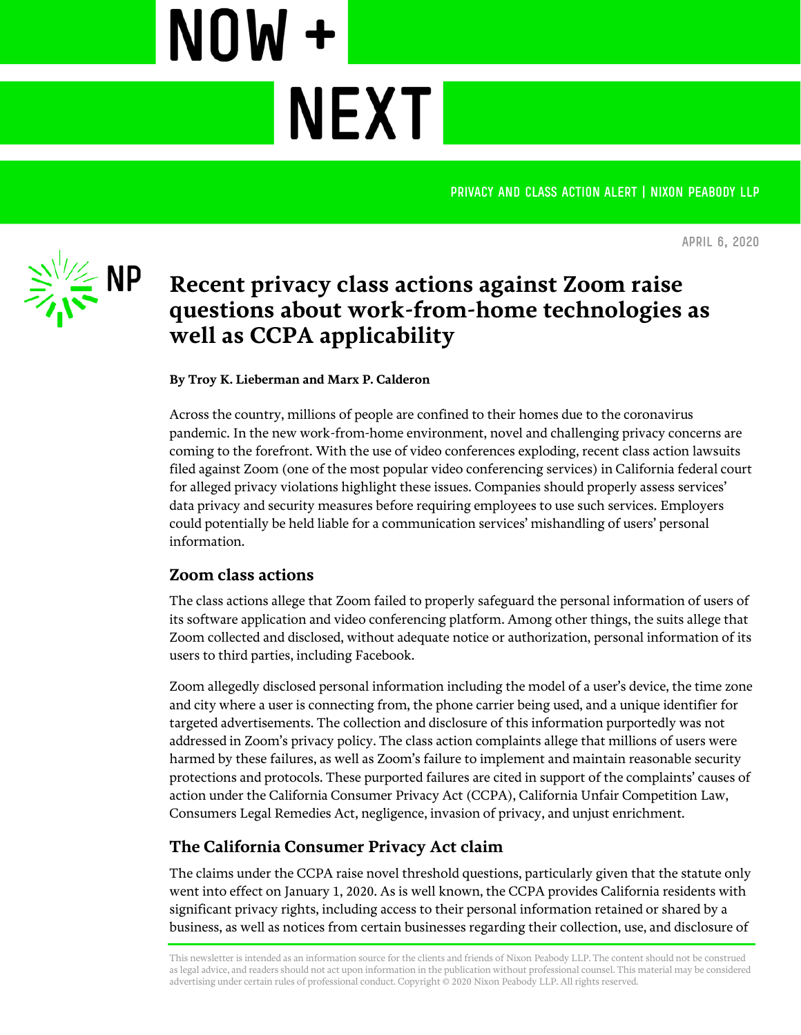# NOW + NEXT

PRIVACY AND CLASS ACTION ALERT | NIXON PEABODY LLP

APRIL 6, 2020

## Recent privacy class actions against Zoom raise questions about work-from-home technologies as well as CCPA applicability

**By Troy K. Lieberman and Marx P. Calderon**

Across the country, millions of people are confined to their homes due to the coronavirus pandemic. In the new work-from-home environment, novel and challenging privacy concerns are coming to the forefront. With the use of video conferences exploding, recent class action lawsuits filed against Zoom (one of the most popular video conferencing services) in California federal court for alleged privacy violations highlight these issues. Companies should properly assess services' data privacy and security measures before requiring employees to use such services. Employers could potentially be held liable for a communication services' mishandling of users' personal information.

### Zoom class actions

The class actions allege that Zoom failed to properly safeguard the personal information of users of its software application and video conferencing platform. Among other things, the suits allege that Zoom collected and disclosed, without adequate notice or authorization, personal information of its users to third parties, including Facebook.

Zoom allegedly disclosed personal information including the model of a user's device, the time zone and city where a user is connecting from, the phone carrier being used, and a unique identifier for targeted advertisements. The collection and disclosure of this information purportedly was not addressed in Zoom's privacy policy. The class action complaints allege that millions of users were harmed by these failures, as well as Zoom's failure to implement and maintain reasonable security protections and protocols. These purported failures are cited in support of the complaints' causes of action under the California Consumer Privacy Act (CCPA), California Unfair Competition Law, Consumers Legal Remedies Act, negligence, invasion of privacy, and unjust enrichment.

### The California Consumer Privacy Act claim

The claims under the CCPA raise novel threshold questions, particularly given that the statute only went into effect on January 1, 2020. As is well known, the CCPA provides California residents with significant privacy rights, including access to their personal information retained or shared by a business, as well as notices from certain businesses regarding their collection, use, and disclosure of

This newsletter is intended as an information source for the clients and friends of Nixon Peabody LLP. The content should not be construed as legal advice, and readers should not act upon information in the publication without professional counsel. This material may be considered advertising under certain rules of professional conduct. Copyright © 2020 Nixon Peabody LLP. All rights reserved.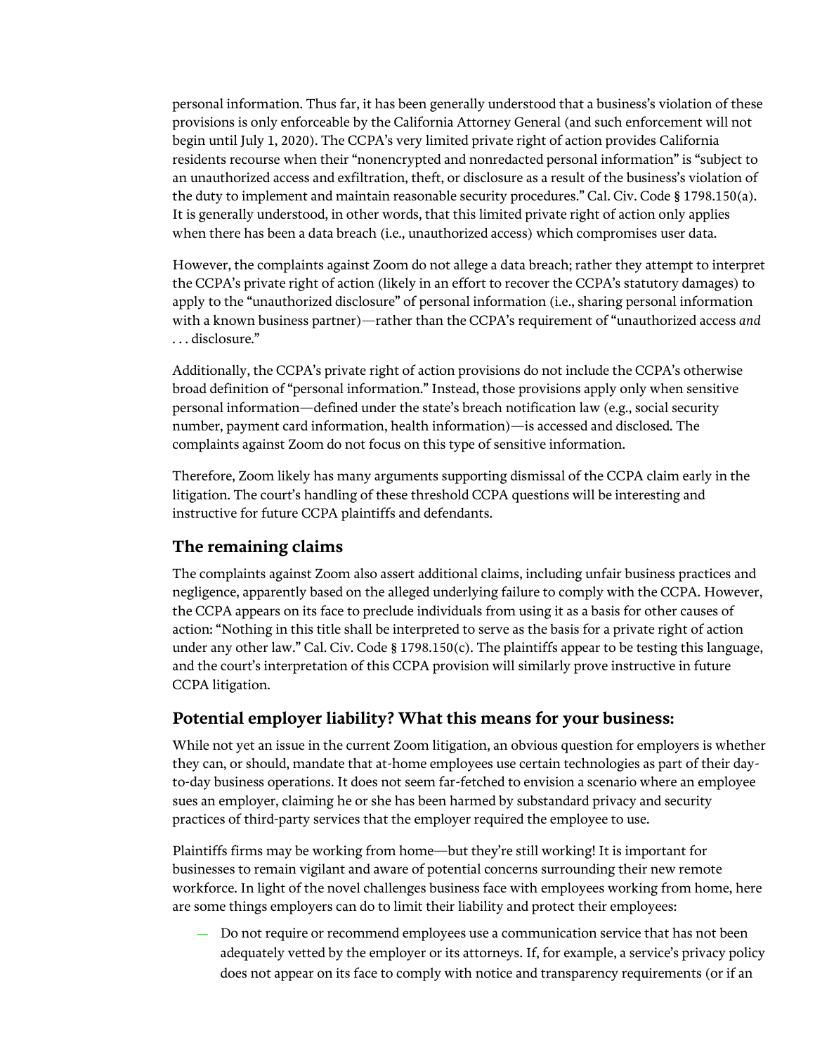personal information. Thus far, it has been generally understood that a business's violation of these provisions is only enforceable by the California Attorney General (and such enforcement will not begin until July 1, 2020). The CCPA's very limited private right of action provides California residents recourse when their "nonencrypted and nonredacted personal information" is "subject to an unauthorized access and exfiltration, theft, or disclosure as a result of the business's violation of the duty to implement and maintain reasonable security procedures." Cal. Civ. Code § 1798.150(a). It is generally understood, in other words, that this limited private right of action only applies when there has been a data breach (i.e., unauthorized access) which compromises user data.

However, the complaints against Zoom do not allege a data breach; rather they attempt to interpret the CCPA's private right of action (likely in an effort to recover the CCPA's statutory damages) to apply to the "unauthorized disclosure" of personal information (i.e., sharing personal information with a known business partner)—rather than the CCPA's requirement of "unauthorized access *and* . . . disclosure."

Additionally, the CCPA's private right of action provisions do not include the CCPA's otherwise broad definition of "personal information." Instead, those provisions apply only when sensitive personal information—defined under the state's breach notification law (e.g., social security number, payment card information, health information)—is accessed and disclosed. The complaints against Zoom do not focus on this type of sensitive information.

Therefore, Zoom likely has many arguments supporting dismissal of the CCPA claim early in the litigation. The court's handling of these threshold CCPA questions will be interesting and instructive for future CCPA plaintiffs and defendants.

## The remaining claims

The complaints against Zoom also assert additional claims, including unfair business practices and negligence, apparently based on the alleged underlying failure to comply with the CCPA. However, the CCPA appears on its face to preclude individuals from using it as a basis for other causes of action: "Nothing in this title shall be interpreted to serve as the basis for a private right of action under any other law." Cal. Civ. Code § 1798.150(c). The plaintiffs appear to be testing this language, and the court's interpretation of this CCPA provision will similarly prove instructive in future CCPA litigation.

## Potential employer liability? What this means for your business:

While not yet an issue in the current Zoom litigation, an obvious question for employers is whether they can, or should, mandate that at-home employees use certain technologies as part of their day-to-day business operations. It does not seem far-fetched to envision a scenario where an employee sues an employer, claiming he or she has been harmed by substandard privacy and security practices of third-party services that the employer required the employee to use.

Plaintiffs firms may be working from home—but they're still working! It is important for businesses to remain vigilant and aware of potential concerns surrounding their new remote workforce. In light of the novel challenges business face with employees working from home, here are some things employers can do to limit their liability and protect their employees:

- Do not require or recommend employees use a communication service that has not been adequately vetted by the employer or its attorneys. If, for example, a service's privacy policy does not appear on its face to comply with notice and transparency requirements (or if an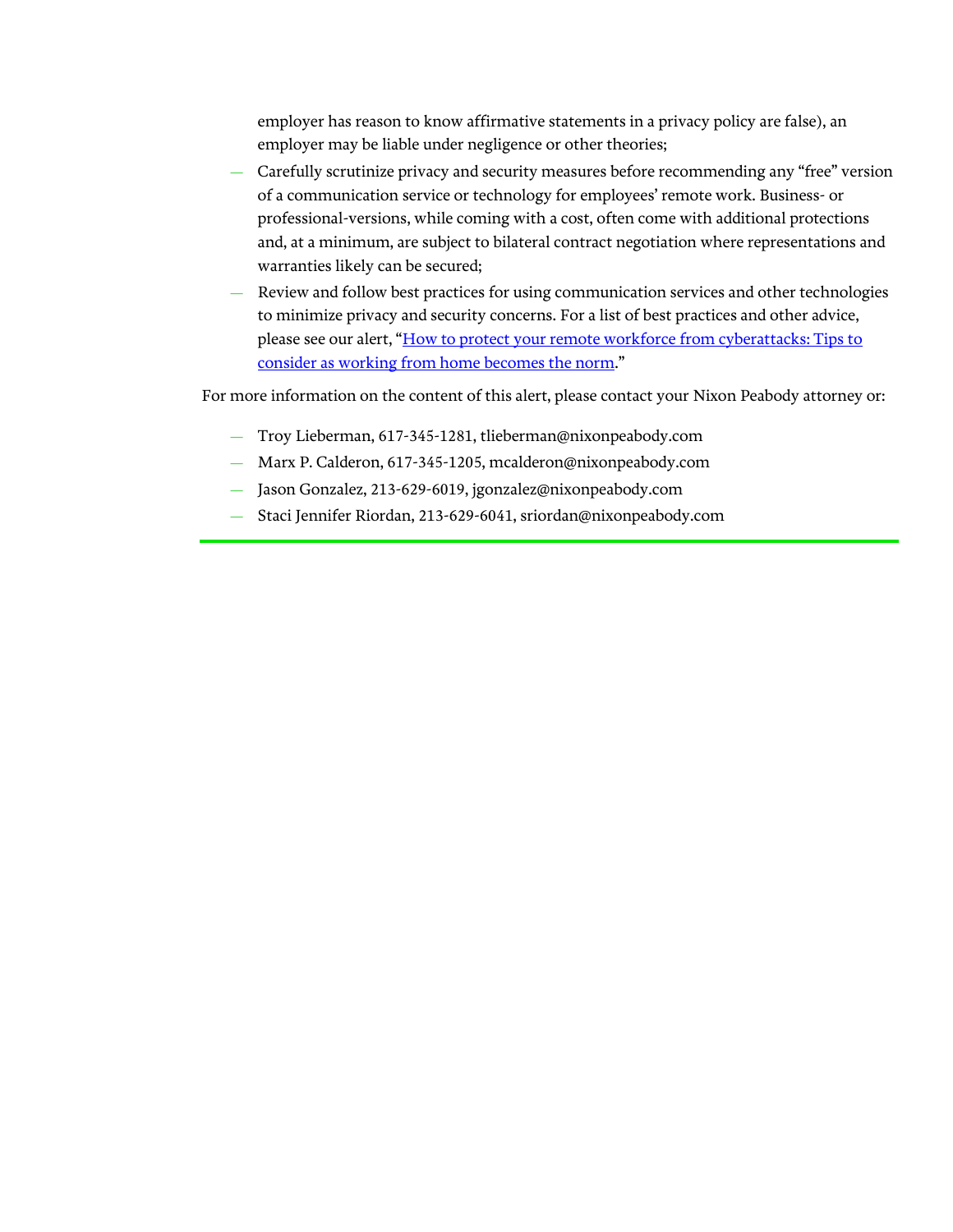employer has reason to know affirmative statements in a privacy policy are false), an employer may be liable under negligence or other theories;

- Carefully scrutinize privacy and security measures before recommending any "free" version of a communication service or technology for employees' remote work. Business- or professional-versions, while coming with a cost, often come with additional protections and, at a minimum, are subject to bilateral contract negotiation where representations and warranties likely can be secured;
- Review and follow best practices for using communication services and other technologies to minimize privacy and security concerns. For a list of best practices and other advice, please see our alert, "How to protect your remote workforce from cyberattacks: Tips to consider as working from home becomes the norm."

For more information on the content of this alert, please contact your Nixon Peabody attorney or:

- Troy Lieberman, 617-345-1281, tlieberman@nixonpeabody.com
- Marx P. Calderon, 617-345-1205, mcalderon@nixonpeabody.com
- Jason Gonzalez, 213-629-6019, jgonzalez@nixonpeabody.com
- Staci Jennifer Riordan, 213-629-6041, sriordan@nixonpeabody.com